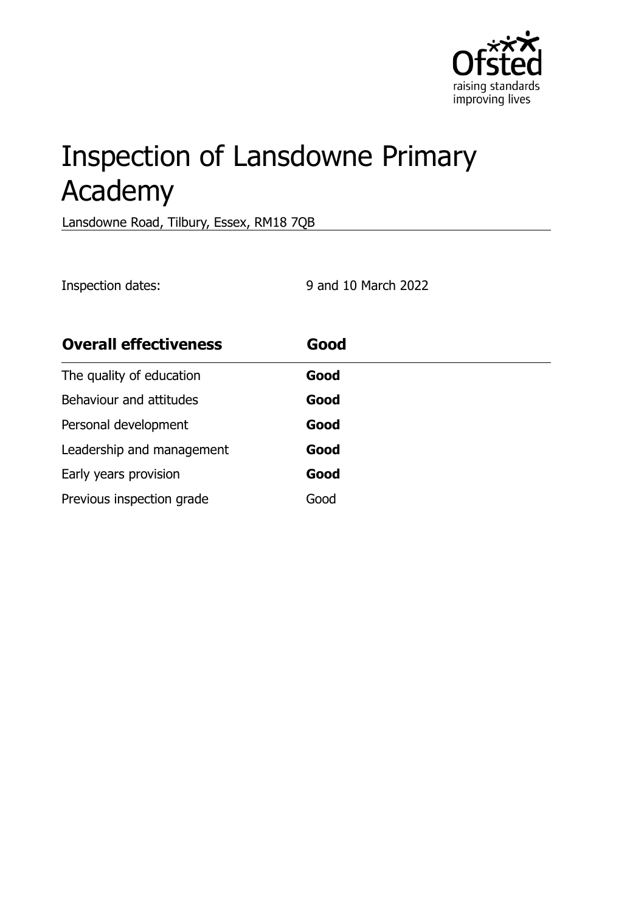# Inspection of Lansdowne Primary Academy

Lansdowne Road, Tilbury, Essex, RM18 7QB

Inspection dates: 9 and 10 March 2022

| **Overall effectiveness** | **Good** |
| --- | --- |
| The quality of education | **Good** |
| Behaviour and attitudes | **Good** |
| Personal development | **Good** |
| Leadership and management | **Good** |
| Early years provision | **Good** |
| Previous inspection grade | Good |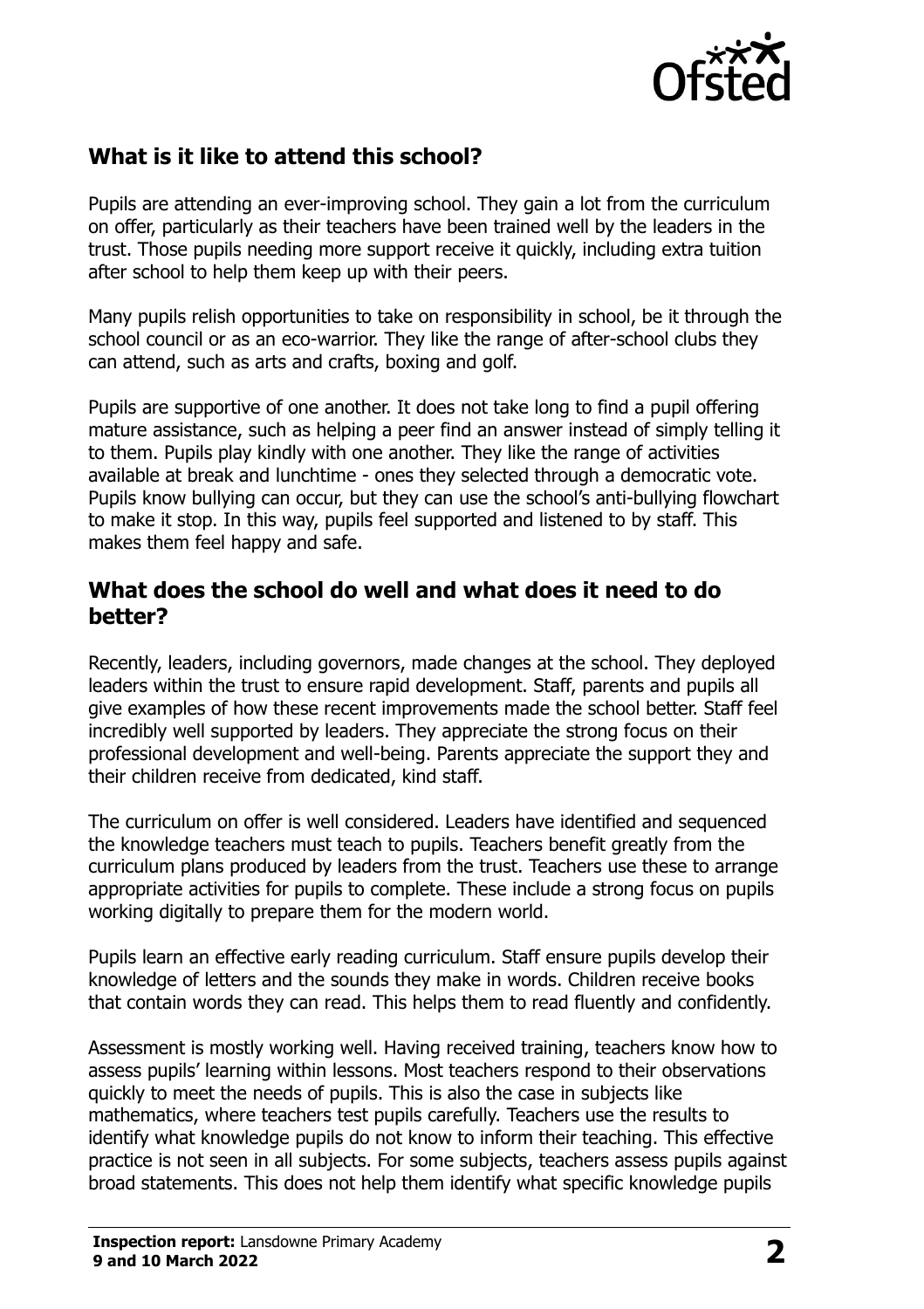## What is it like to attend this school?

Pupils are attending an ever-improving school. They gain a lot from the curriculum on offer, particularly as their teachers have been trained well by the leaders in the trust. Those pupils needing more support receive it quickly, including extra tuition after school to help them keep up with their peers.

Many pupils relish opportunities to take on responsibility in school, be it through the school council or as an eco-warrior. They like the range of after-school clubs they can attend, such as arts and crafts, boxing and golf.

Pupils are supportive of one another. It does not take long to find a pupil offering mature assistance, such as helping a peer find an answer instead of simply telling it to them. Pupils play kindly with one another. They like the range of activities available at break and lunchtime - ones they selected through a democratic vote. Pupils know bullying can occur, but they can use the school's anti-bullying flowchart to make it stop. In this way, pupils feel supported and listened to by staff. This makes them feel happy and safe.

## What does the school do well and what does it need to do better?

Recently, leaders, including governors, made changes at the school. They deployed leaders within the trust to ensure rapid development. Staff, parents and pupils all give examples of how these recent improvements made the school better. Staff feel incredibly well supported by leaders. They appreciate the strong focus on their professional development and well-being. Parents appreciate the support they and their children receive from dedicated, kind staff.

The curriculum on offer is well considered. Leaders have identified and sequenced the knowledge teachers must teach to pupils. Teachers benefit greatly from the curriculum plans produced by leaders from the trust. Teachers use these to arrange appropriate activities for pupils to complete. These include a strong focus on pupils working digitally to prepare them for the modern world.

Pupils learn an effective early reading curriculum. Staff ensure pupils develop their knowledge of letters and the sounds they make in words. Children receive books that contain words they can read. This helps them to read fluently and confidently.

Assessment is mostly working well. Having received training, teachers know how to assess pupils' learning within lessons. Most teachers respond to their observations quickly to meet the needs of pupils. This is also the case in subjects like mathematics, where teachers test pupils carefully. Teachers use the results to identify what knowledge pupils do not know to inform their teaching. This effective practice is not seen in all subjects. For some subjects, teachers assess pupils against broad statements. This does not help them identify what specific knowledge pupils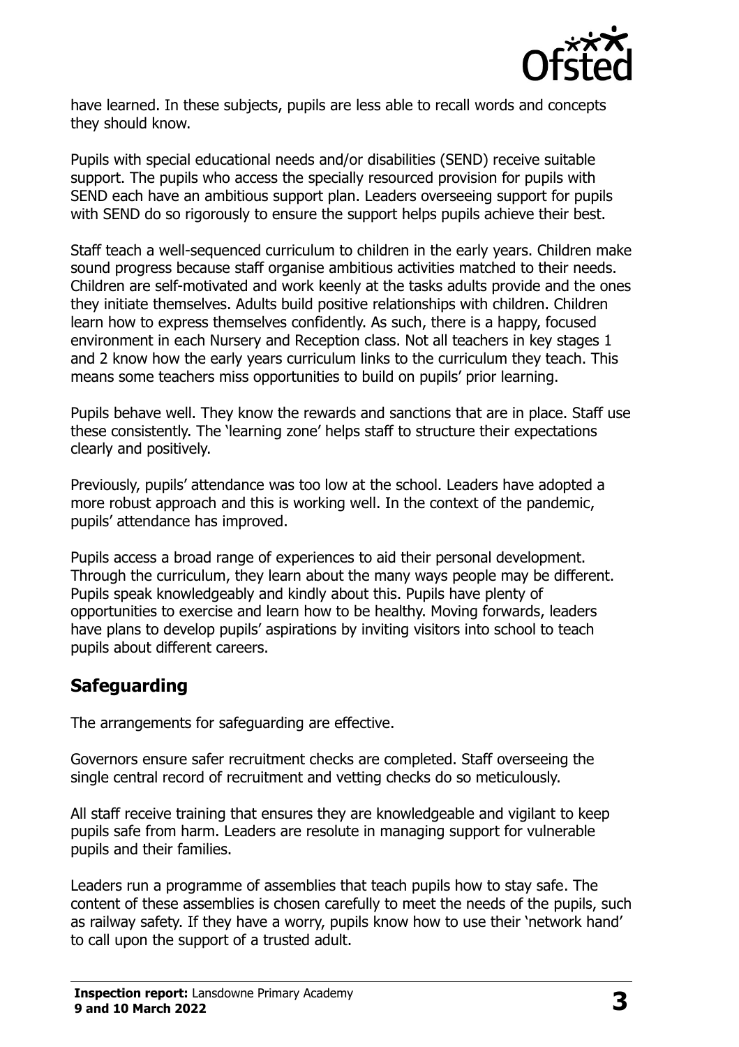have learned. In these subjects, pupils are less able to recall words and concepts they should know.

Pupils with special educational needs and/or disabilities (SEND) receive suitable support. The pupils who access the specially resourced provision for pupils with SEND each have an ambitious support plan. Leaders overseeing support for pupils with SEND do so rigorously to ensure the support helps pupils achieve their best.

Staff teach a well-sequenced curriculum to children in the early years. Children make sound progress because staff organise ambitious activities matched to their needs. Children are self-motivated and work keenly at the tasks adults provide and the ones they initiate themselves. Adults build positive relationships with children. Children learn how to express themselves confidently. As such, there is a happy, focused environment in each Nursery and Reception class. Not all teachers in key stages 1 and 2 know how the early years curriculum links to the curriculum they teach. This means some teachers miss opportunities to build on pupils' prior learning.

Pupils behave well. They know the rewards and sanctions that are in place. Staff use these consistently. The 'learning zone' helps staff to structure their expectations clearly and positively.

Previously, pupils' attendance was too low at the school. Leaders have adopted a more robust approach and this is working well. In the context of the pandemic, pupils' attendance has improved.

Pupils access a broad range of experiences to aid their personal development. Through the curriculum, they learn about the many ways people may be different. Pupils speak knowledgeably and kindly about this. Pupils have plenty of opportunities to exercise and learn how to be healthy. Moving forwards, leaders have plans to develop pupils' aspirations by inviting visitors into school to teach pupils about different careers.

## Safeguarding

The arrangements for safeguarding are effective.

Governors ensure safer recruitment checks are completed. Staff overseeing the single central record of recruitment and vetting checks do so meticulously.

All staff receive training that ensures they are knowledgeable and vigilant to keep pupils safe from harm. Leaders are resolute in managing support for vulnerable pupils and their families.

Leaders run a programme of assemblies that teach pupils how to stay safe. The content of these assemblies is chosen carefully to meet the needs of the pupils, such as railway safety. If they have a worry, pupils know how to use their 'network hand' to call upon the support of a trusted adult.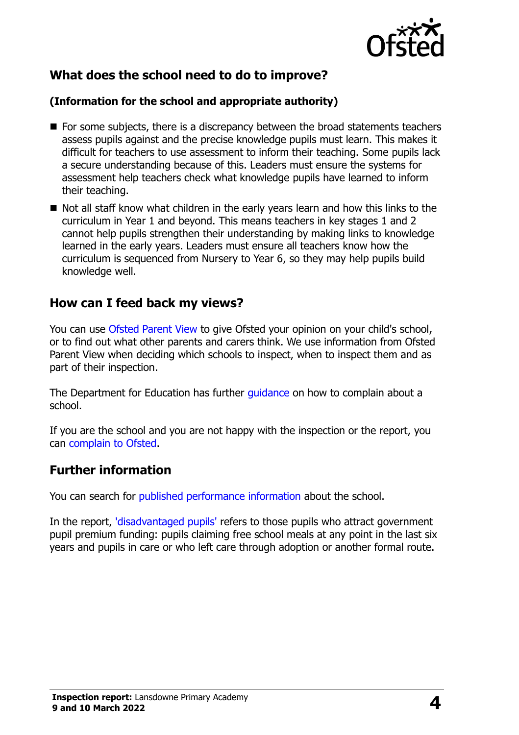## What does the school need to do to improve?

**(Information for the school and appropriate authority)**

- For some subjects, there is a discrepancy between the broad statements teachers assess pupils against and the precise knowledge pupils must learn. This makes it difficult for teachers to use assessment to inform their teaching. Some pupils lack a secure understanding because of this. Leaders must ensure the systems for assessment help teachers check what knowledge pupils have learned to inform their teaching.
- Not all staff know what children in the early years learn and how this links to the curriculum in Year 1 and beyond. This means teachers in key stages 1 and 2 cannot help pupils strengthen their understanding by making links to knowledge learned in the early years. Leaders must ensure all teachers know how the curriculum is sequenced from Nursery to Year 6, so they may help pupils build knowledge well.

## How can I feed back my views?

You can use Ofsted Parent View to give Ofsted your opinion on your child's school, or to find out what other parents and carers think. We use information from Ofsted Parent View when deciding which schools to inspect, when to inspect them and as part of their inspection.

The Department for Education has further guidance on how to complain about a school.

If you are the school and you are not happy with the inspection or the report, you can complain to Ofsted.

## Further information

You can search for published performance information about the school.

In the report, 'disadvantaged pupils' refers to those pupils who attract government pupil premium funding: pupils claiming free school meals at any point in the last six years and pupils in care or who left care through adoption or another formal route.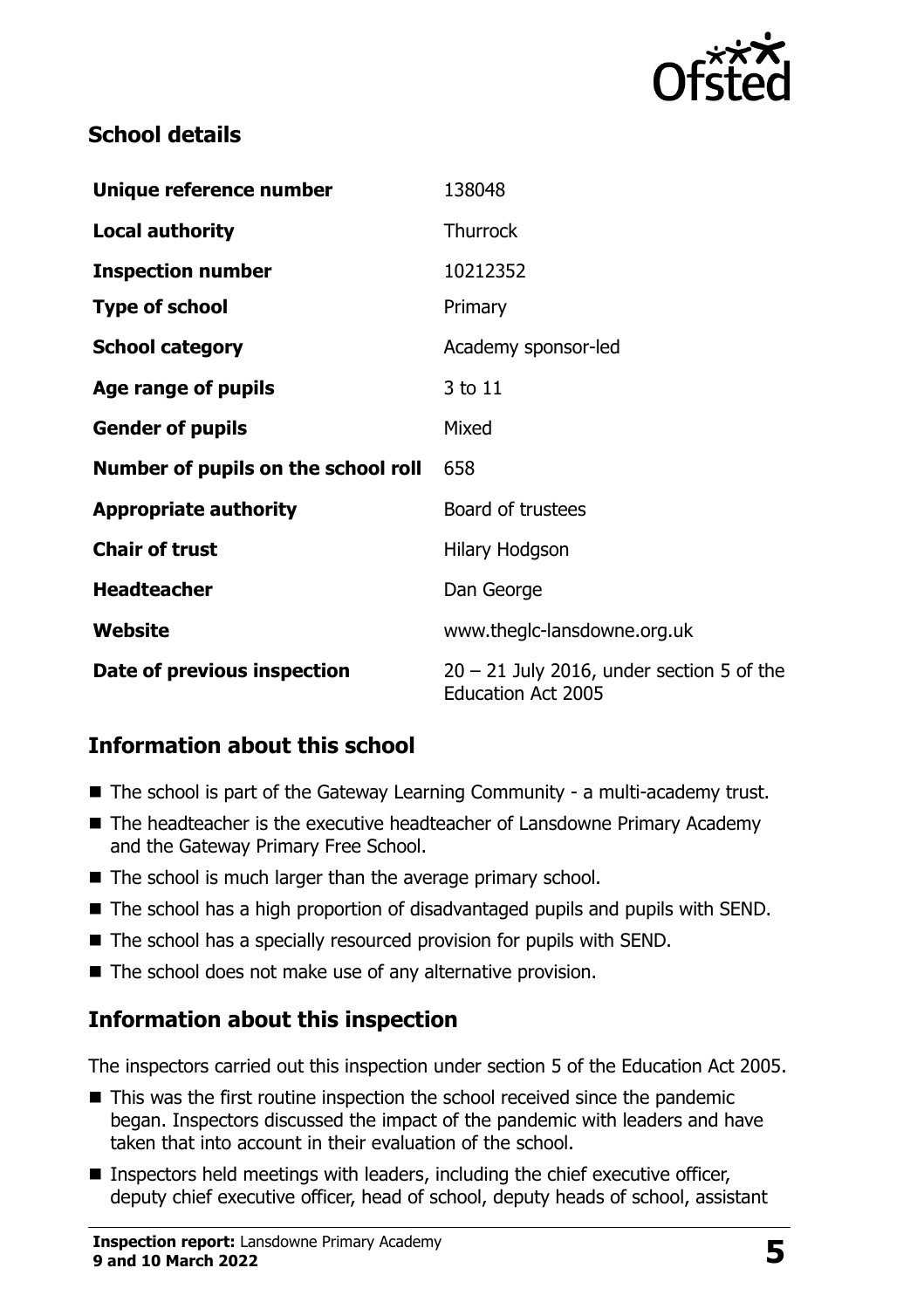## School details

| | |
|---|---|
| **Unique reference number** | 138048 |
| **Local authority** | Thurrock |
| **Inspection number** | 10212352 |
| **Type of school** | Primary |
| **School category** | Academy sponsor-led |
| **Age range of pupils** | 3 to 11 |
| **Gender of pupils** | Mixed |
| **Number of pupils on the school roll** | 658 |
| **Appropriate authority** | Board of trustees |
| **Chair of trust** | Hilary Hodgson |
| **Headteacher** | Dan George |
| **Website** | www.theglc-lansdowne.org.uk |
| **Date of previous inspection** | 20 – 21 July 2016, under section 5 of the Education Act 2005 |

## Information about this school

- The school is part of the Gateway Learning Community - a multi-academy trust.
- The headteacher is the executive headteacher of Lansdowne Primary Academy and the Gateway Primary Free School.
- The school is much larger than the average primary school.
- The school has a high proportion of disadvantaged pupils and pupils with SEND.
- The school has a specially resourced provision for pupils with SEND.
- The school does not make use of any alternative provision.

## Information about this inspection

The inspectors carried out this inspection under section 5 of the Education Act 2005.

- This was the first routine inspection the school received since the pandemic began. Inspectors discussed the impact of the pandemic with leaders and have taken that into account in their evaluation of the school.
- Inspectors held meetings with leaders, including the chief executive officer, deputy chief executive officer, head of school, deputy heads of school, assistant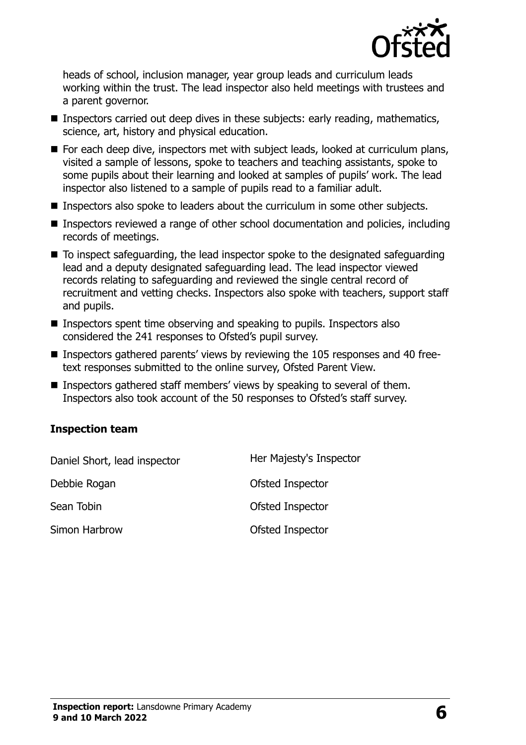heads of school, inclusion manager, year group leads and curriculum leads working within the trust. The lead inspector also held meetings with trustees and a parent governor.

- Inspectors carried out deep dives in these subjects: early reading, mathematics, science, art, history and physical education.
- For each deep dive, inspectors met with subject leads, looked at curriculum plans, visited a sample of lessons, spoke to teachers and teaching assistants, spoke to some pupils about their learning and looked at samples of pupils' work. The lead inspector also listened to a sample of pupils read to a familiar adult.
- Inspectors also spoke to leaders about the curriculum in some other subjects.
- Inspectors reviewed a range of other school documentation and policies, including records of meetings.
- To inspect safeguarding, the lead inspector spoke to the designated safeguarding lead and a deputy designated safeguarding lead. The lead inspector viewed records relating to safeguarding and reviewed the single central record of recruitment and vetting checks. Inspectors also spoke with teachers, support staff and pupils.
- Inspectors spent time observing and speaking to pupils. Inspectors also considered the 241 responses to Ofsted's pupil survey.
- Inspectors gathered parents' views by reviewing the 105 responses and 40 free-text responses submitted to the online survey, Ofsted Parent View.
- Inspectors gathered staff members' views by speaking to several of them. Inspectors also took account of the 50 responses to Ofsted's staff survey.

### Inspection team

| | |
|---|---|
| Daniel Short, lead inspector | Her Majesty's Inspector |
| Debbie Rogan | Ofsted Inspector |
| Sean Tobin | Ofsted Inspector |
| Simon Harbrow | Ofsted Inspector |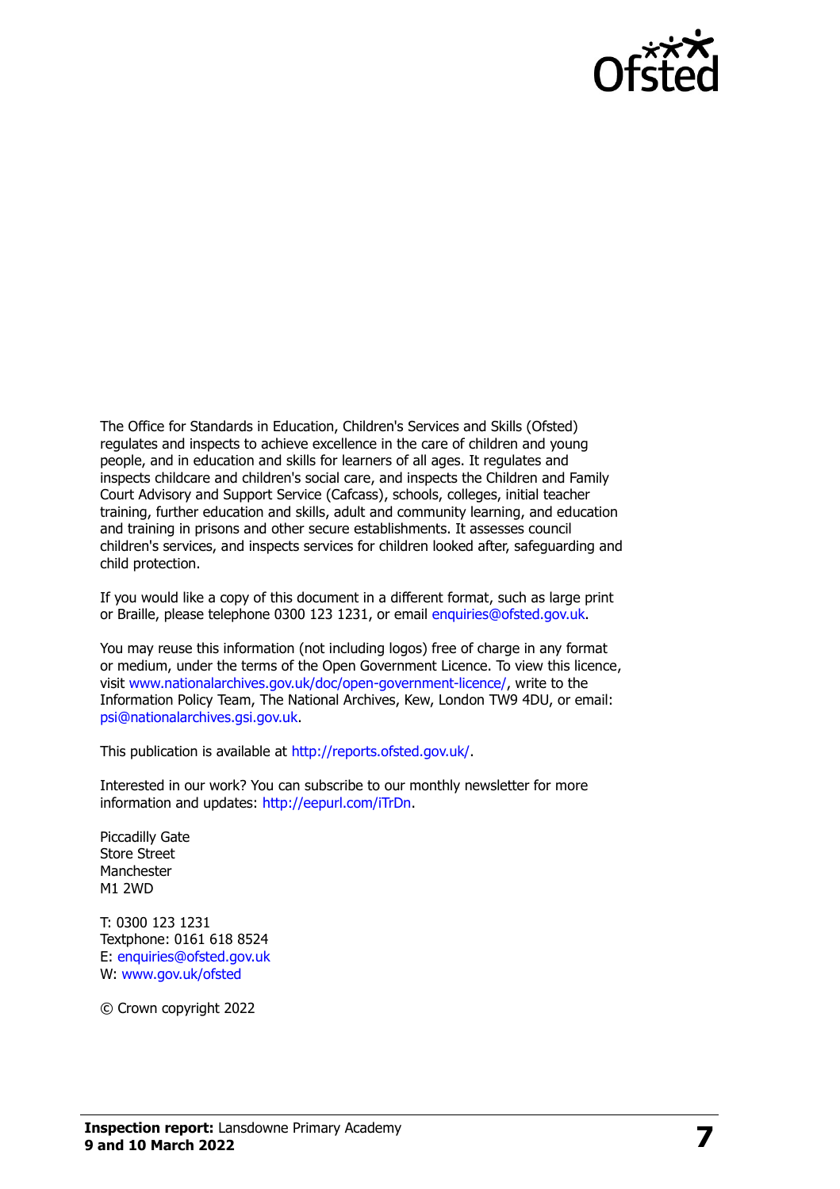The Office for Standards in Education, Children's Services and Skills (Ofsted) regulates and inspects to achieve excellence in the care of children and young people, and in education and skills for learners of all ages. It regulates and inspects childcare and children's social care, and inspects the Children and Family Court Advisory and Support Service (Cafcass), schools, colleges, initial teacher training, further education and skills, adult and community learning, and education and training in prisons and other secure establishments. It assesses council children's services, and inspects services for children looked after, safeguarding and child protection.

If you would like a copy of this document in a different format, such as large print or Braille, please telephone 0300 123 1231, or email enquiries@ofsted.gov.uk.

You may reuse this information (not including logos) free of charge in any format or medium, under the terms of the Open Government Licence. To view this licence, visit www.nationalarchives.gov.uk/doc/open-government-licence/, write to the Information Policy Team, The National Archives, Kew, London TW9 4DU, or email: psi@nationalarchives.gsi.gov.uk.

This publication is available at http://reports.ofsted.gov.uk/.

Interested in our work? You can subscribe to our monthly newsletter for more information and updates: http://eepurl.com/iTrDn.

Piccadilly Gate
Store Street
Manchester
M1 2WD

T: 0300 123 1231
Textphone: 0161 618 8524
E: enquiries@ofsted.gov.uk
W: www.gov.uk/ofsted

© Crown copyright 2022